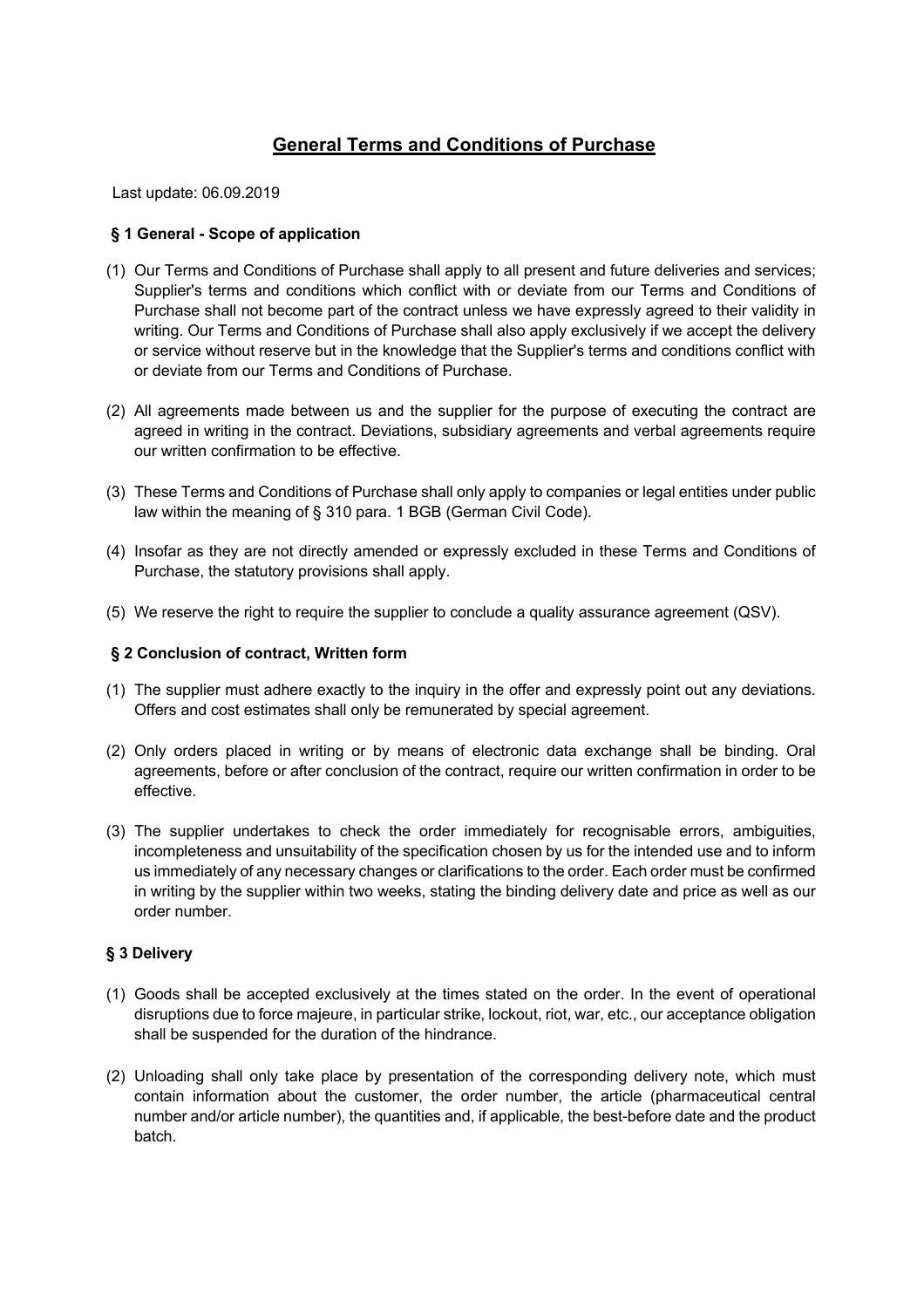# General Terms and Conditions of Purchase

Last update: 06.09.2019

### § 1 General - Scope of application

(1) Our Terms and Conditions of Purchase shall apply to all present and future deliveries and services; Supplier's terms and conditions which conflict with or deviate from our Terms and Conditions of Purchase shall not become part of the contract unless we have expressly agreed to their validity in writing. Our Terms and Conditions of Purchase shall also apply exclusively if we accept the delivery or service without reserve but in the knowledge that the Supplier's terms and conditions conflict with or deviate from our Terms and Conditions of Purchase.

(2) All agreements made between us and the supplier for the purpose of executing the contract are agreed in writing in the contract. Deviations, subsidiary agreements and verbal agreements require our written confirmation to be effective.

(3) These Terms and Conditions of Purchase shall only apply to companies or legal entities under public law within the meaning of § 310 para. 1 BGB (German Civil Code).

(4) Insofar as they are not directly amended or expressly excluded in these Terms and Conditions of Purchase, the statutory provisions shall apply.

(5) We reserve the right to require the supplier to conclude a quality assurance agreement (QSV).

### § 2 Conclusion of contract, Written form

(1) The supplier must adhere exactly to the inquiry in the offer and expressly point out any deviations. Offers and cost estimates shall only be remunerated by special agreement.

(2) Only orders placed in writing or by means of electronic data exchange shall be binding. Oral agreements, before or after conclusion of the contract, require our written confirmation in order to be effective.

(3) The supplier undertakes to check the order immediately for recognisable errors, ambiguities, incompleteness and unsuitability of the specification chosen by us for the intended use and to inform us immediately of any necessary changes or clarifications to the order. Each order must be confirmed in writing by the supplier within two weeks, stating the binding delivery date and price as well as our order number.

### § 3 Delivery

(1) Goods shall be accepted exclusively at the times stated on the order. In the event of operational disruptions due to force majeure, in particular strike, lockout, riot, war, etc., our acceptance obligation shall be suspended for the duration of the hindrance.

(2) Unloading shall only take place by presentation of the corresponding delivery note, which must contain information about the customer, the order number, the article (pharmaceutical central number and/or article number), the quantities and, if applicable, the best-before date and the product batch.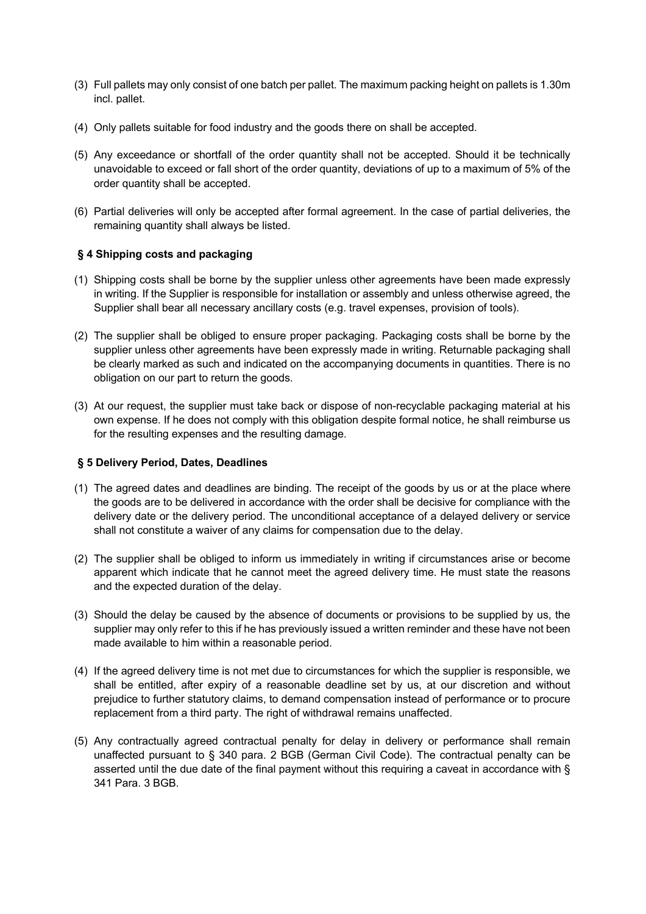(3) Full pallets may only consist of one batch per pallet. The maximum packing height on pallets is 1.30m incl. pallet.

(4) Only pallets suitable for food industry and the goods there on shall be accepted.

(5) Any exceedance or shortfall of the order quantity shall not be accepted. Should it be technically unavoidable to exceed or fall short of the order quantity, deviations of up to a maximum of 5% of the order quantity shall be accepted.

(6) Partial deliveries will only be accepted after formal agreement. In the case of partial deliveries, the remaining quantity shall always be listed.

### § 4 Shipping costs and packaging

(1) Shipping costs shall be borne by the supplier unless other agreements have been made expressly in writing. If the Supplier is responsible for installation or assembly and unless otherwise agreed, the Supplier shall bear all necessary ancillary costs (e.g. travel expenses, provision of tools).

(2) The supplier shall be obliged to ensure proper packaging. Packaging costs shall be borne by the supplier unless other agreements have been expressly made in writing. Returnable packaging shall be clearly marked as such and indicated on the accompanying documents in quantities. There is no obligation on our part to return the goods.

(3) At our request, the supplier must take back or dispose of non-recyclable packaging material at his own expense. If he does not comply with this obligation despite formal notice, he shall reimburse us for the resulting expenses and the resulting damage.

### § 5 Delivery Period, Dates, Deadlines

(1) The agreed dates and deadlines are binding. The receipt of the goods by us or at the place where the goods are to be delivered in accordance with the order shall be decisive for compliance with the delivery date or the delivery period. The unconditional acceptance of a delayed delivery or service shall not constitute a waiver of any claims for compensation due to the delay.

(2) The supplier shall be obliged to inform us immediately in writing if circumstances arise or become apparent which indicate that he cannot meet the agreed delivery time. He must state the reasons and the expected duration of the delay.

(3) Should the delay be caused by the absence of documents or provisions to be supplied by us, the supplier may only refer to this if he has previously issued a written reminder and these have not been made available to him within a reasonable period.

(4) If the agreed delivery time is not met due to circumstances for which the supplier is responsible, we shall be entitled, after expiry of a reasonable deadline set by us, at our discretion and without prejudice to further statutory claims, to demand compensation instead of performance or to procure replacement from a third party. The right of withdrawal remains unaffected.

(5) Any contractually agreed contractual penalty for delay in delivery or performance shall remain unaffected pursuant to § 340 para. 2 BGB (German Civil Code). The contractual penalty can be asserted until the due date of the final payment without this requiring a caveat in accordance with § 341 Para. 3 BGB.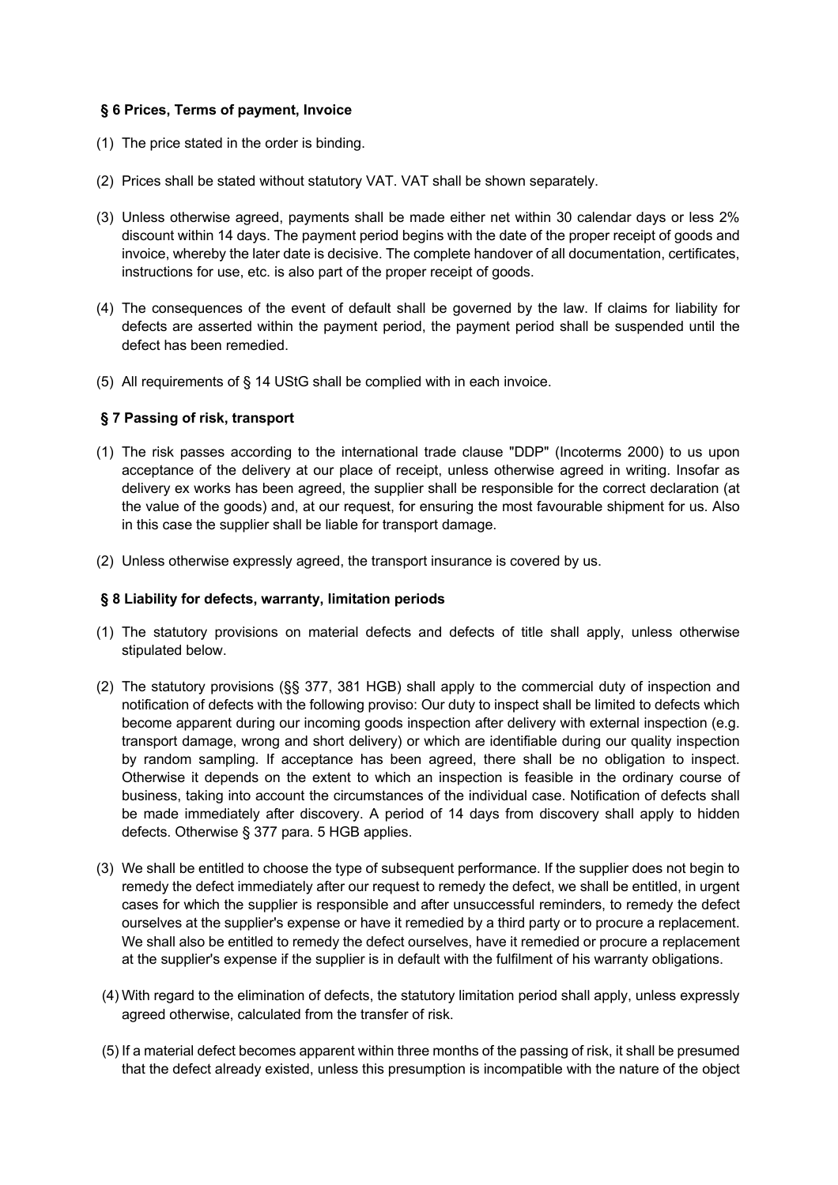## § 6 Prices, Terms of payment, Invoice

(1) The price stated in the order is binding.

(2) Prices shall be stated without statutory VAT. VAT shall be shown separately.

(3) Unless otherwise agreed, payments shall be made either net within 30 calendar days or less 2% discount within 14 days. The payment period begins with the date of the proper receipt of goods and invoice, whereby the later date is decisive. The complete handover of all documentation, certificates, instructions for use, etc. is also part of the proper receipt of goods.

(4) The consequences of the event of default shall be governed by the law. If claims for liability for defects are asserted within the payment period, the payment period shall be suspended until the defect has been remedied.

(5) All requirements of § 14 UStG shall be complied with in each invoice.

## § 7 Passing of risk, transport

(1) The risk passes according to the international trade clause "DDP" (Incoterms 2000) to us upon acceptance of the delivery at our place of receipt, unless otherwise agreed in writing. Insofar as delivery ex works has been agreed, the supplier shall be responsible for the correct declaration (at the value of the goods) and, at our request, for ensuring the most favourable shipment for us. Also in this case the supplier shall be liable for transport damage.

(2) Unless otherwise expressly agreed, the transport insurance is covered by us.

## § 8 Liability for defects, warranty, limitation periods

(1) The statutory provisions on material defects and defects of title shall apply, unless otherwise stipulated below.

(2) The statutory provisions (§§ 377, 381 HGB) shall apply to the commercial duty of inspection and notification of defects with the following proviso: Our duty to inspect shall be limited to defects which become apparent during our incoming goods inspection after delivery with external inspection (e.g. transport damage, wrong and short delivery) or which are identifiable during our quality inspection by random sampling. If acceptance has been agreed, there shall be no obligation to inspect. Otherwise it depends on the extent to which an inspection is feasible in the ordinary course of business, taking into account the circumstances of the individual case. Notification of defects shall be made immediately after discovery. A period of 14 days from discovery shall apply to hidden defects. Otherwise § 377 para. 5 HGB applies.

(3) We shall be entitled to choose the type of subsequent performance. If the supplier does not begin to remedy the defect immediately after our request to remedy the defect, we shall be entitled, in urgent cases for which the supplier is responsible and after unsuccessful reminders, to remedy the defect ourselves at the supplier's expense or have it remedied by a third party or to procure a replacement. We shall also be entitled to remedy the defect ourselves, have it remedied or procure a replacement at the supplier's expense if the supplier is in default with the fulfilment of his warranty obligations.

(4) With regard to the elimination of defects, the statutory limitation period shall apply, unless expressly agreed otherwise, calculated from the transfer of risk.

(5) If a material defect becomes apparent within three months of the passing of risk, it shall be presumed that the defect already existed, unless this presumption is incompatible with the nature of the object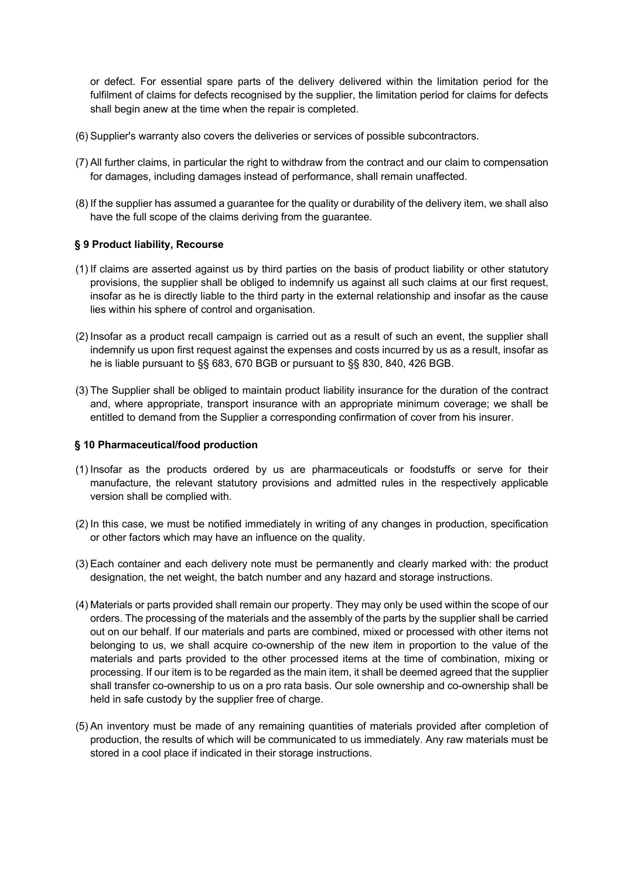or defect. For essential spare parts of the delivery delivered within the limitation period for the fulfilment of claims for defects recognised by the supplier, the limitation period for claims for defects shall begin anew at the time when the repair is completed.

(6) Supplier's warranty also covers the deliveries or services of possible subcontractors.

(7) All further claims, in particular the right to withdraw from the contract and our claim to compensation for damages, including damages instead of performance, shall remain unaffected.

(8) If the supplier has assumed a guarantee for the quality or durability of the delivery item, we shall also have the full scope of the claims deriving from the guarantee.

### § 9 Product liability, Recourse

(1) If claims are asserted against us by third parties on the basis of product liability or other statutory provisions, the supplier shall be obliged to indemnify us against all such claims at our first request, insofar as he is directly liable to the third party in the external relationship and insofar as the cause lies within his sphere of control and organisation.

(2) Insofar as a product recall campaign is carried out as a result of such an event, the supplier shall indemnify us upon first request against the expenses and costs incurred by us as a result, insofar as he is liable pursuant to §§ 683, 670 BGB or pursuant to §§ 830, 840, 426 BGB.

(3) The Supplier shall be obliged to maintain product liability insurance for the duration of the contract and, where appropriate, transport insurance with an appropriate minimum coverage; we shall be entitled to demand from the Supplier a corresponding confirmation of cover from his insurer.

### § 10 Pharmaceutical/food production

(1) Insofar as the products ordered by us are pharmaceuticals or foodstuffs or serve for their manufacture, the relevant statutory provisions and admitted rules in the respectively applicable version shall be complied with.

(2) In this case, we must be notified immediately in writing of any changes in production, specification or other factors which may have an influence on the quality.

(3) Each container and each delivery note must be permanently and clearly marked with: the product designation, the net weight, the batch number and any hazard and storage instructions.

(4) Materials or parts provided shall remain our property. They may only be used within the scope of our orders. The processing of the materials and the assembly of the parts by the supplier shall be carried out on our behalf. If our materials and parts are combined, mixed or processed with other items not belonging to us, we shall acquire co-ownership of the new item in proportion to the value of the materials and parts provided to the other processed items at the time of combination, mixing or processing. If our item is to be regarded as the main item, it shall be deemed agreed that the supplier shall transfer co-ownership to us on a pro rata basis. Our sole ownership and co-ownership shall be held in safe custody by the supplier free of charge.

(5) An inventory must be made of any remaining quantities of materials provided after completion of production, the results of which will be communicated to us immediately. Any raw materials must be stored in a cool place if indicated in their storage instructions.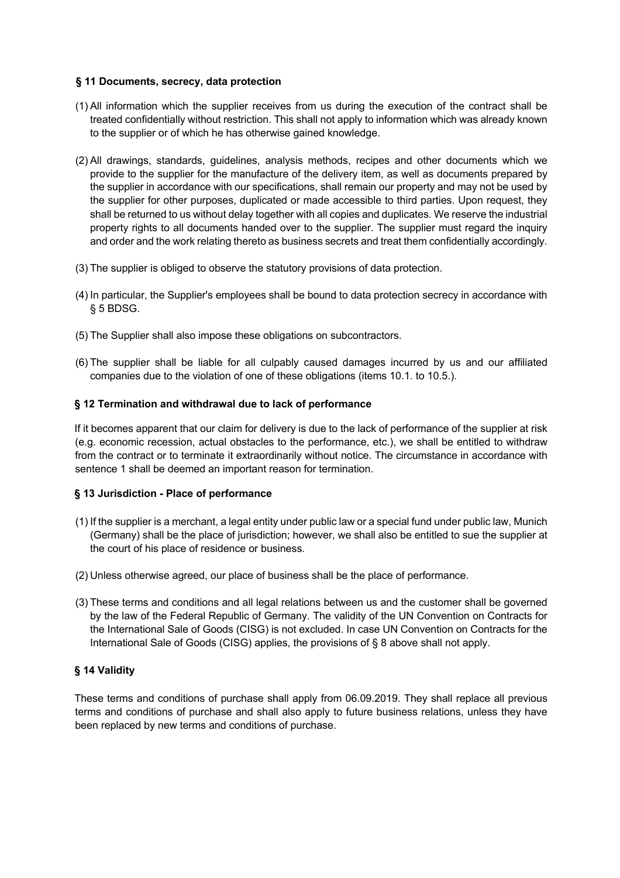## § 11 Documents, secrecy, data protection

(1) All information which the supplier receives from us during the execution of the contract shall be treated confidentially without restriction. This shall not apply to information which was already known to the supplier or of which he has otherwise gained knowledge.

(2) All drawings, standards, guidelines, analysis methods, recipes and other documents which we provide to the supplier for the manufacture of the delivery item, as well as documents prepared by the supplier in accordance with our specifications, shall remain our property and may not be used by the supplier for other purposes, duplicated or made accessible to third parties. Upon request, they shall be returned to us without delay together with all copies and duplicates. We reserve the industrial property rights to all documents handed over to the supplier. The supplier must regard the inquiry and order and the work relating thereto as business secrets and treat them confidentially accordingly.

(3) The supplier is obliged to observe the statutory provisions of data protection.

(4) In particular, the Supplier's employees shall be bound to data protection secrecy in accordance with § 5 BDSG.

(5) The Supplier shall also impose these obligations on subcontractors.

(6) The supplier shall be liable for all culpably caused damages incurred by us and our affiliated companies due to the violation of one of these obligations (items 10.1. to 10.5.).

## § 12 Termination and withdrawal due to lack of performance

If it becomes apparent that our claim for delivery is due to the lack of performance of the supplier at risk (e.g. economic recession, actual obstacles to the performance, etc.), we shall be entitled to withdraw from the contract or to terminate it extraordinarily without notice. The circumstance in accordance with sentence 1 shall be deemed an important reason for termination.

## § 13 Jurisdiction - Place of performance

(1) If the supplier is a merchant, a legal entity under public law or a special fund under public law, Munich (Germany) shall be the place of jurisdiction; however, we shall also be entitled to sue the supplier at the court of his place of residence or business.

(2) Unless otherwise agreed, our place of business shall be the place of performance.

(3) These terms and conditions and all legal relations between us and the customer shall be governed by the law of the Federal Republic of Germany. The validity of the UN Convention on Contracts for the International Sale of Goods (CISG) is not excluded. In case UN Convention on Contracts for the International Sale of Goods (CISG) applies, the provisions of § 8 above shall not apply.

## § 14 Validity

These terms and conditions of purchase shall apply from 06.09.2019. They shall replace all previous terms and conditions of purchase and shall also apply to future business relations, unless they have been replaced by new terms and conditions of purchase.